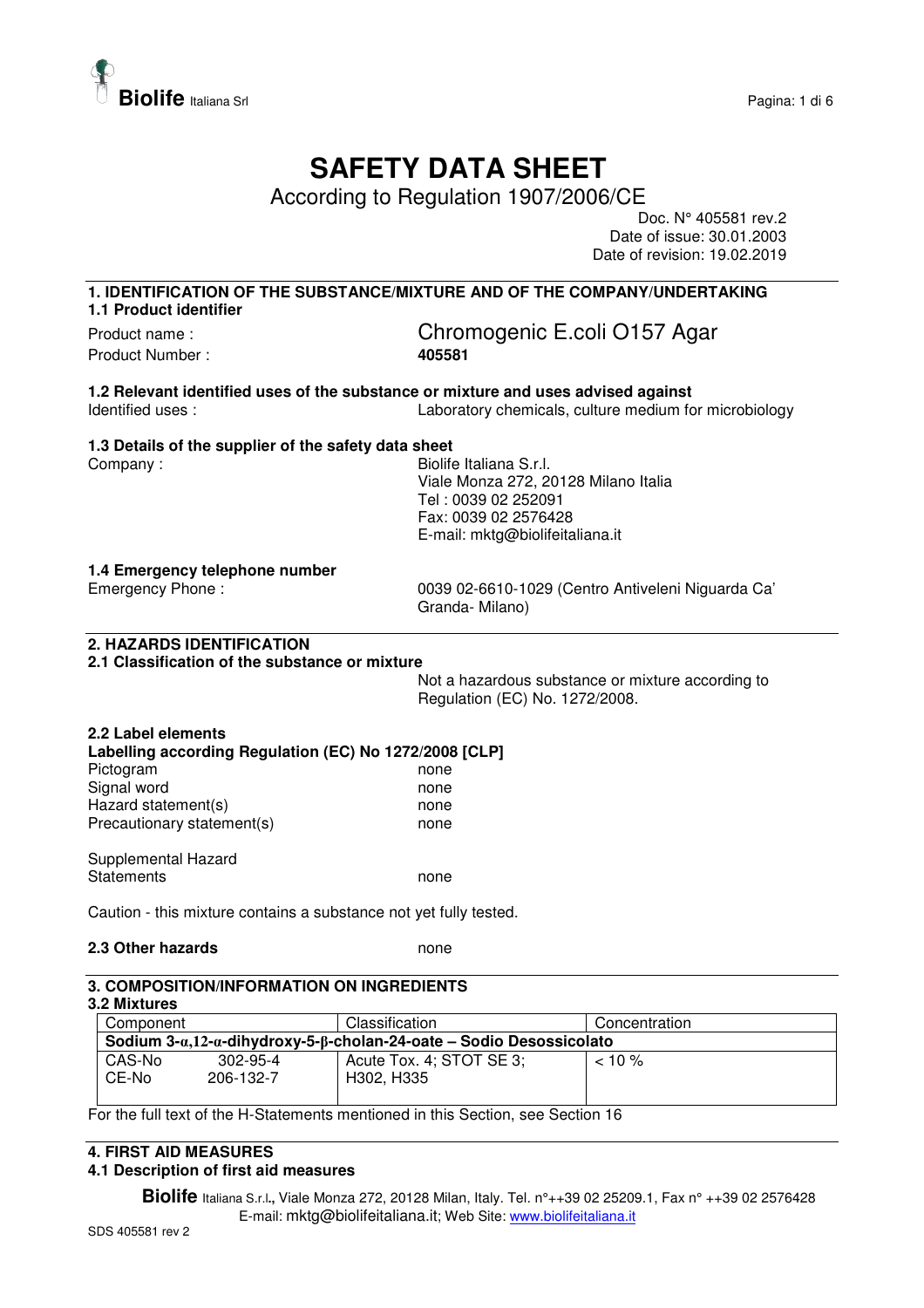# SAFETY DATA SHEET

According to Regulation 1907/2006/CE

Doc. N° 405581 rev.2
Date of issue: 30.01.2003
Date of revision: 19.02.2019

## 1. IDENTIFICATION OF THE SUBSTANCE/MIXTURE AND OF THE COMPANY/UNDERTAKING

### 1.1 Product identifier

Product name : Chromogenic E.coli O157 Agar

Product Number : **405581**

### 1.2 Relevant identified uses of the substance or mixture and uses advised against

Identified uses : Laboratory chemicals, culture medium for microbiology

### 1.3 Details of the supplier of the safety data sheet

Company : Biolife Italiana S.r.l.
Viale Monza 272, 20128 Milano Italia
Tel : 0039 02 252091
Fax: 0039 02 2576428
E-mail: mktg@biolifeitaliana.it

### 1.4 Emergency telephone number

Emergency Phone : 0039 02-6610-1029 (Centro Antiveleni Niguarda Ca' Granda- Milano)

## 2. HAZARDS IDENTIFICATION

### 2.1 Classification of the substance or mixture

Not a hazardous substance or mixture according to Regulation (EC) No. 1272/2008.

### 2.2 Label elements

**Labelling according Regulation (EC) No 1272/2008 [CLP]**

Pictogram none
Signal word none
Hazard statement(s) none
Precautionary statement(s) none

Supplemental Hazard Statements none

Caution - this mixture contains a substance not yet fully tested.

### 2.3 Other hazards

none

## 3. COMPOSITION/INFORMATION ON INGREDIENTS

### 3.2 Mixtures

| Component | | Classification | Concentration |
|---|---|---|---|
| **Sodium 3-α,12-α-dihydroxy-5-β-cholan-24-oate – Sodio Desossicolato** | | | |
| CAS-No<br>CE-No | 302-95-4<br>206-132-7 | Acute Tox. 4; STOT SE 3;<br>H302, H335 | < 10 % |

For the full text of the H-Statements mentioned in this Section, see Section 16

## 4. FIRST AID MEASURES

### 4.1 Description of first aid measures

**Biolife** Italiana S.r.l., Viale Monza 272, 20128 Milan, Italy. Tel. n°++39 02 25209.1, Fax n° ++39 02 2576428
E-mail: mktg@biolifeitaliana.it; Web Site: www.biolifeitaliana.it

SDS 405581 rev 2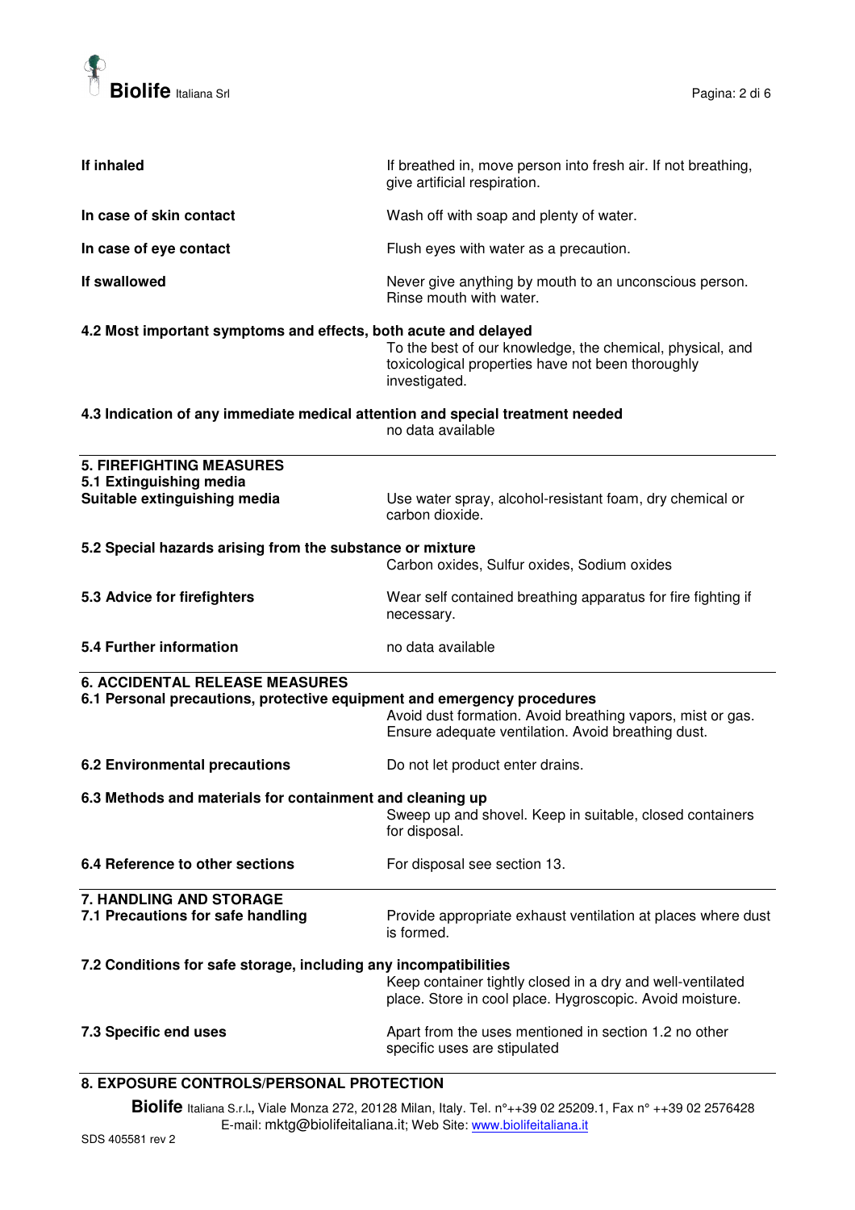**If inhaled**
If breathed in, move person into fresh air. If not breathing, give artificial respiration.

**In case of skin contact**
Wash off with soap and plenty of water.

**In case of eye contact**
Flush eyes with water as a precaution.

**If swallowed**
Never give anything by mouth to an unconscious person. Rinse mouth with water.

**4.2 Most important symptoms and effects, both acute and delayed**

To the best of our knowledge, the chemical, physical, and toxicological properties have not been thoroughly investigated.

**4.3 Indication of any immediate medical attention and special treatment needed**

no data available

## 5. FIREFIGHTING MEASURES

**5.1 Extinguishing media**

**Suitable extinguishing media**
Use water spray, alcohol-resistant foam, dry chemical or carbon dioxide.

**5.2 Special hazards arising from the substance or mixture**

Carbon oxides, Sulfur oxides, Sodium oxides

**5.3 Advice for firefighters**
Wear self contained breathing apparatus for fire fighting if necessary.

**5.4 Further information**
no data available

## 6. ACCIDENTAL RELEASE MEASURES

**6.1 Personal precautions, protective equipment and emergency procedures**

Avoid dust formation. Avoid breathing vapors, mist or gas. Ensure adequate ventilation. Avoid breathing dust.

**6.2 Environmental precautions**
Do not let product enter drains.

**6.3 Methods and materials for containment and cleaning up**

Sweep up and shovel. Keep in suitable, closed containers for disposal.

**6.4 Reference to other sections**
For disposal see section 13.

## 7. HANDLING AND STORAGE

**7.1 Precautions for safe handling**
Provide appropriate exhaust ventilation at places where dust is formed.

**7.2 Conditions for safe storage, including any incompatibilities**

Keep container tightly closed in a dry and well-ventilated place. Store in cool place. Hygroscopic. Avoid moisture.

**7.3 Specific end uses**
Apart from the uses mentioned in section 1.2 no other specific uses are stipulated

## 8. EXPOSURE CONTROLS/PERSONAL PROTECTION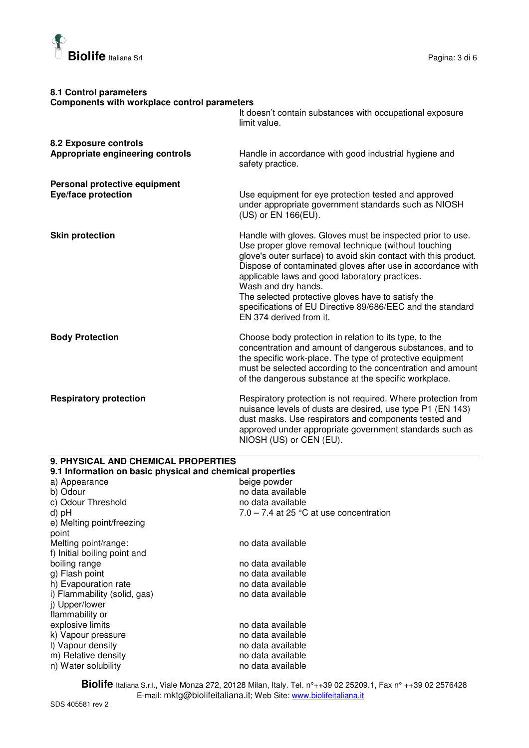### 8.1 Control parameters

**Components with workplace control parameters**

It doesn't contain substances with occupational exposure limit value.

### 8.2 Exposure controls

| | |
|---|---|
| **Appropriate engineering controls** | Handle in accordance with good industrial hygiene and safety practice. |
| **Personal protective equipment** | |
| **Eye/face protection** | Use equipment for eye protection tested and approved under appropriate government standards such as NIOSH (US) or EN 166(EU). |
| **Skin protection** | Handle with gloves. Gloves must be inspected prior to use. Use proper glove removal technique (without touching glove's outer surface) to avoid skin contact with this product. Dispose of contaminated gloves after use in accordance with applicable laws and good laboratory practices. Wash and dry hands. The selected protective gloves have to satisfy the specifications of EU Directive 89/686/EEC and the standard EN 374 derived from it. |
| **Body Protection** | Choose body protection in relation to its type, to the concentration and amount of dangerous substances, and to the specific work-place. The type of protective equipment must be selected according to the concentration and amount of the dangerous substance at the specific workplace. |
| **Respiratory protection** | Respiratory protection is not required. Where protection from nuisance levels of dusts are desired, use type P1 (EN 143) dust masks. Use respirators and components tested and approved under appropriate government standards such as NIOSH (US) or CEN (EU). |

## 9. PHYSICAL AND CHEMICAL PROPERTIES

### 9.1 Information on basic physical and chemical properties

| | |
|---|---|
| a) Appearance | beige powder |
| b) Odour | no data available |
| c) Odour Threshold | no data available |
| d) pH | 7.0 – 7.4 at 25 °C at use concentration |
| e) Melting point/freezing point | |
| Melting point/range: | no data available |
| f) Initial boiling point and boiling range | no data available |
| g) Flash point | no data available |
| h) Evapouration rate | no data available |
| i) Flammability (solid, gas) | no data available |
| j) Upper/lower flammability or explosive limits | no data available |
| k) Vapour pressure | no data available |
| l) Vapour density | no data available |
| m) Relative density | no data available |
| n) Water solubility | no data available |

**Biolife** Italiana S.r.l.**,** Viale Monza 272, 20128 Milan, Italy. Tel. n°++39 02 25209.1, Fax n° ++39 02 2576428
E-mail: mktg@biolifeitaliana.it; Web Site: www.biolifeitaliana.it

SDS 405581 rev 2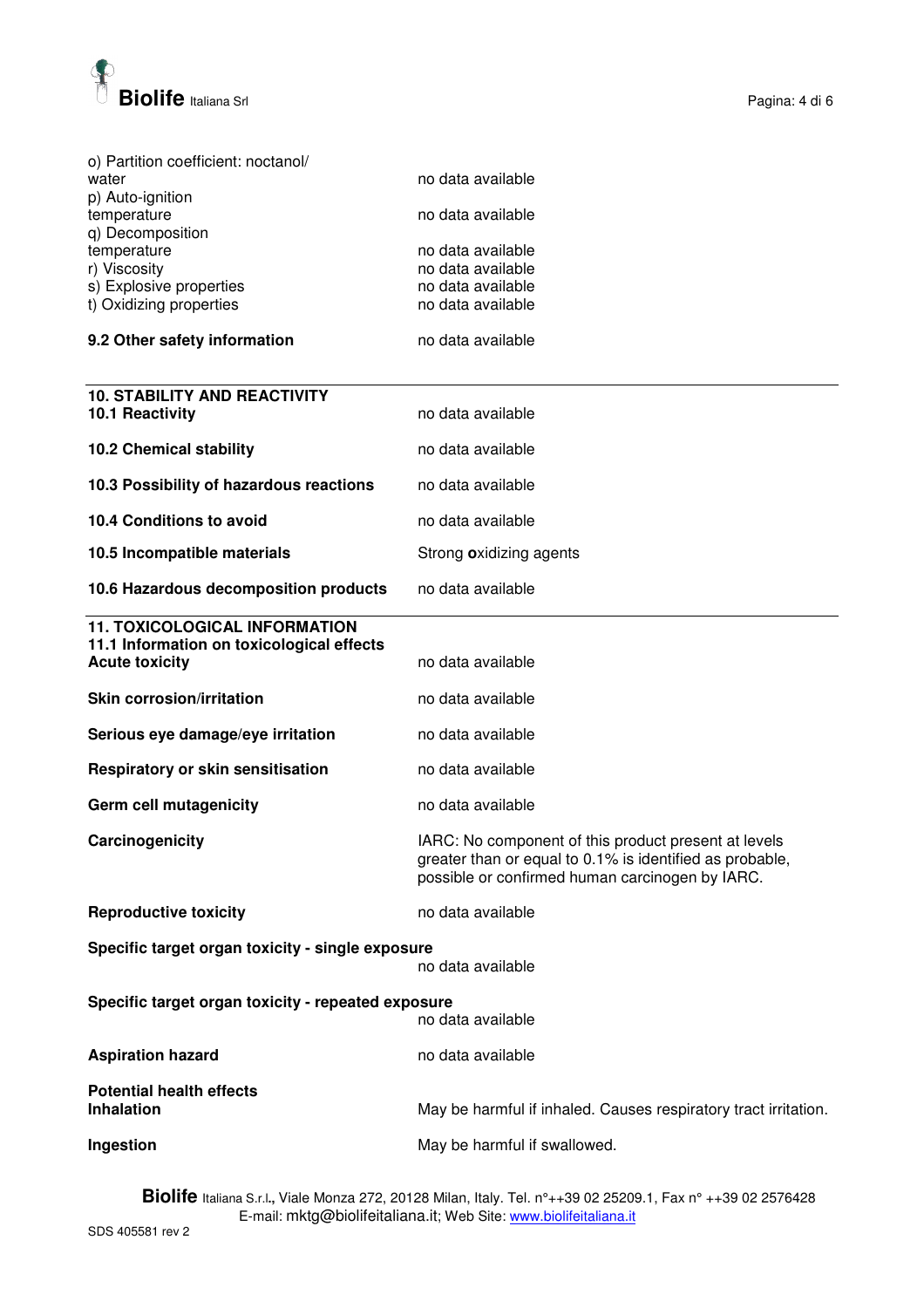| | |
|---|---|
| o) Partition coefficient: noctanol/ water | no data available |
| p) Auto-ignition temperature | no data available |
| q) Decomposition temperature | no data available |
| r) Viscosity | no data available |
| s) Explosive properties | no data available |
| t) Oxidizing properties | no data available |

**9.2 Other safety information** no data available

## 10. STABILITY AND REACTIVITY

| | |
|---|---|
| **10.1 Reactivity** | no data available |
| **10.2 Chemical stability** | no data available |
| **10.3 Possibility of hazardous reactions** | no data available |
| **10.4 Conditions to avoid** | no data available |
| **10.5 Incompatible materials** | Strong oxidizing agents |
| **10.6 Hazardous decomposition products** | no data available |

## 11. TOXICOLOGICAL INFORMATION

**11.1 Information on toxicological effects**

| | |
|---|---|
| **Acute toxicity** | no data available |
| **Skin corrosion/irritation** | no data available |
| **Serious eye damage/eye irritation** | no data available |
| **Respiratory or skin sensitisation** | no data available |
| **Germ cell mutagenicity** | no data available |
| **Carcinogenicity** | IARC: No component of this product present at levels greater than or equal to 0.1% is identified as probable, possible or confirmed human carcinogen by IARC. |
| **Reproductive toxicity** | no data available |
| **Specific target organ toxicity - single exposure** | no data available |
| **Specific target organ toxicity - repeated exposure** | no data available |
| **Aspiration hazard** | no data available |

**Potential health effects**

| | |
|---|---|
| **Inhalation** | May be harmful if inhaled. Causes respiratory tract irritation. |
| **Ingestion** | May be harmful if swallowed. |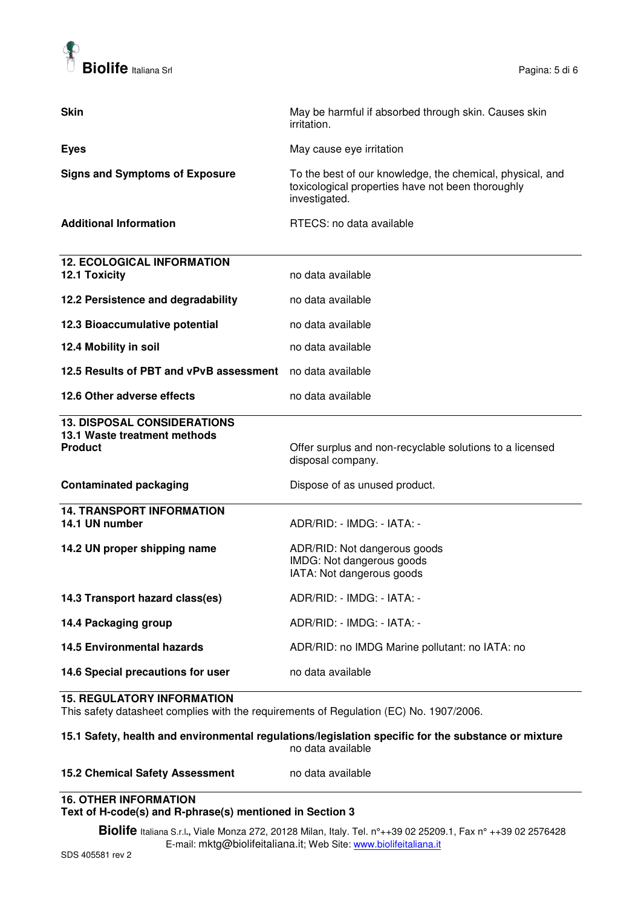| | |
|---|---|
| **Skin** | May be harmful if absorbed through skin. Causes skin irritation. |
| **Eyes** | May cause eye irritation |
| **Signs and Symptoms of Exposure** | To the best of our knowledge, the chemical, physical, and toxicological properties have not been thoroughly investigated. |
| **Additional Information** | RTECS: no data available |

## 12. ECOLOGICAL INFORMATION

| | |
|---|---|
| **12.1 Toxicity** | no data available |
| **12.2 Persistence and degradability** | no data available |
| **12.3 Bioaccumulative potential** | no data available |
| **12.4 Mobility in soil** | no data available |
| **12.5 Results of PBT and vPvB assessment** | no data available |
| **12.6 Other adverse effects** | no data available |

## 13. DISPOSAL CONSIDERATIONS

**13.1 Waste treatment methods**

| | |
|---|---|
| **Product** | Offer surplus and non-recyclable solutions to a licensed disposal company. |
| **Contaminated packaging** | Dispose of as unused product. |

## 14. TRANSPORT INFORMATION

| | |
|---|---|
| **14.1 UN number** | ADR/RID: - IMDG: - IATA: - |
| **14.2 UN proper shipping name** | ADR/RID: Not dangerous goods<br>IMDG: Not dangerous goods<br>IATA: Not dangerous goods |
| **14.3 Transport hazard class(es)** | ADR/RID: - IMDG: - IATA: - |
| **14.4 Packaging group** | ADR/RID: - IMDG: - IATA: - |
| **14.5 Environmental hazards** | ADR/RID: no IMDG Marine pollutant: no IATA: no |
| **14.6 Special precautions for user** | no data available |

## 15. REGULATORY INFORMATION

This safety datasheet complies with the requirements of Regulation (EC) No. 1907/2006.

**15.1 Safety, health and environmental regulations/legislation specific for the substance or mixture**
no data available

| | |
|---|---|
| **15.2 Chemical Safety Assessment** | no data available |

## 16. OTHER INFORMATION

**Text of H-code(s) and R-phrase(s) mentioned in Section 3**

**Biolife** Italiana S.r.l., Viale Monza 272, 20128 Milan, Italy. Tel. n°++39 02 25209.1, Fax n° ++39 02 2576428
E-mail: mktg@biolifeitaliana.it; Web Site: www.biolifeitaliana.it

SDS 405581 rev 2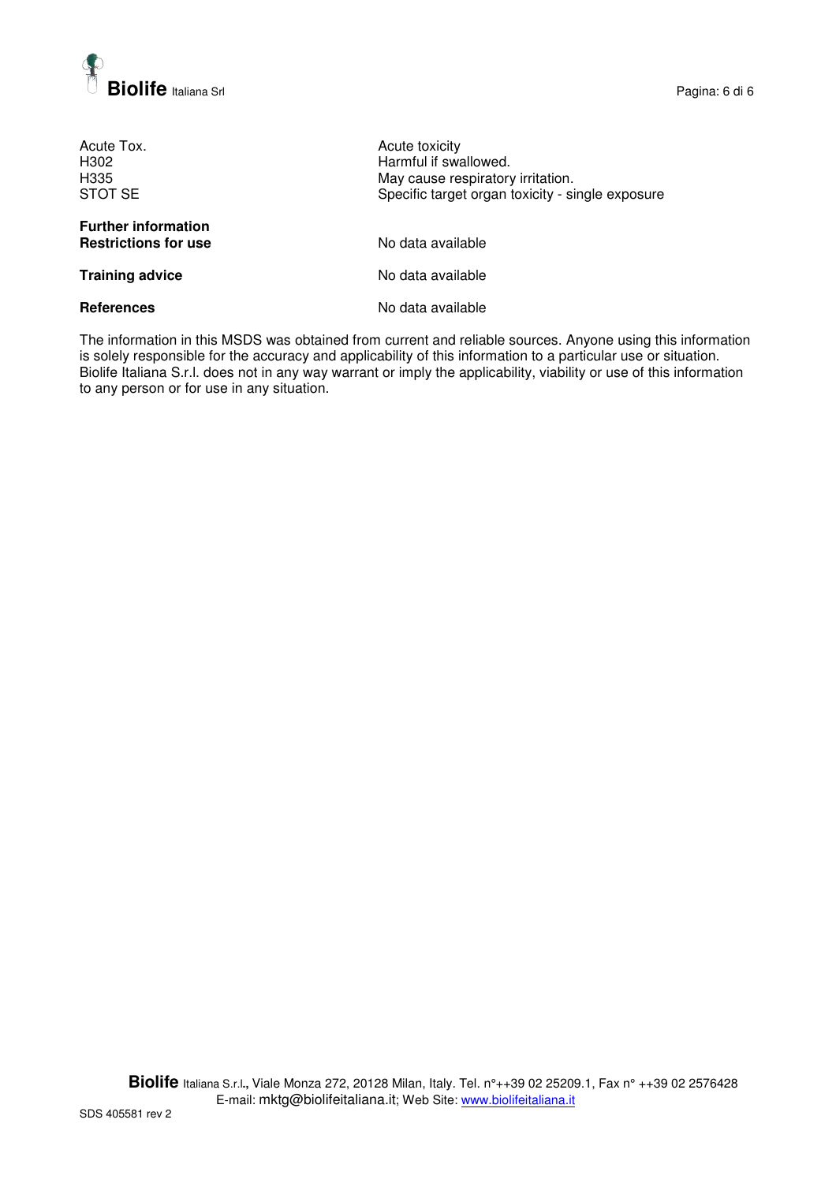| | |
|---|---|
| Acute Tox. | Acute toxicity |
| H302 | Harmful if swallowed. |
| H335 | May cause respiratory irritation. |
| STOT SE | Specific target organ toxicity - single exposure |

**Further information**

| | |
|---|---|
| **Restrictions for use** | No data available |
| **Training advice** | No data available |
| **References** | No data available |

The information in this MSDS was obtained from current and reliable sources. Anyone using this information is solely responsible for the accuracy and applicability of this information to a particular use or situation. Biolife Italiana S.r.l. does not in any way warrant or imply the applicability, viability or use of this information to any person or for use in any situation.